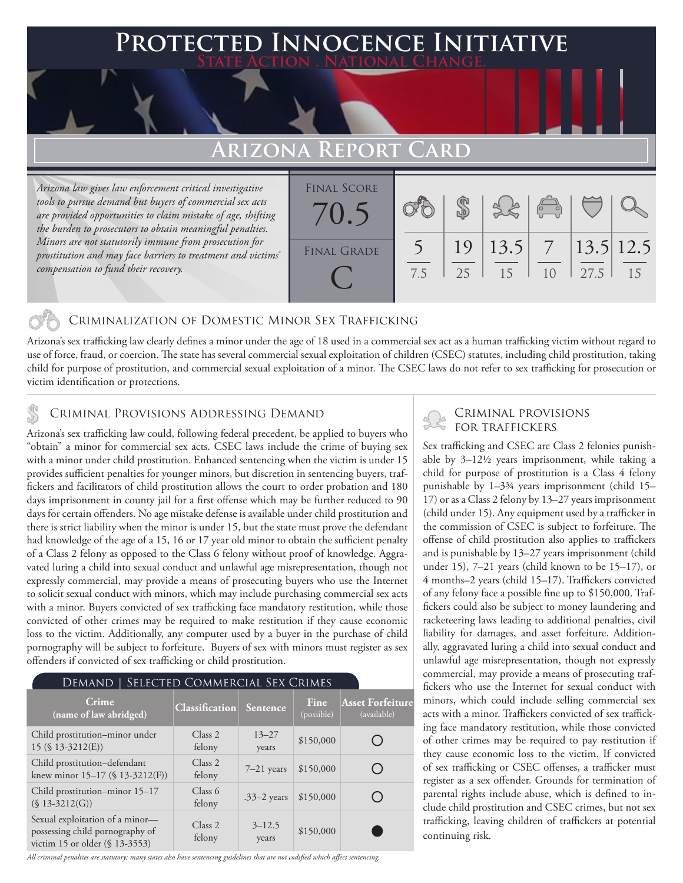# Protected Innocence Initiative

State Action . National Change.

## Arizona Report Card

*Arizona law gives law enforcement critical investigative tools to pursue demand but buyers of commercial sex acts are provided opportunities to claim mistake of age, shifting the burden to prosecutors to obtain meaningful penalties. Minors are not statutorily immune from prosecution for prostitution and may face barriers to treatment and victims' compensation to fund their recovery.*

| Final Score | Final Grade |
|---|---|
| 70.5 | C |

| Criminalization | Demand | Traffickers | Facilitators | Protective Provisions | Investigative Tools |
|---|---|---|---|---|---|
| 5 / 7.5 | 19 / 25 | 13.5 / 15 | 7 / 10 | 13.5 / 27.5 | 12.5 / 15 |

### Criminalization of Domestic Minor Sex Trafficking

Arizona's sex trafficking law clearly defines a minor under the age of 18 used in a commercial sex act as a human trafficking victim without regard to use of force, fraud, or coercion. The state has several commercial sexual exploitation of children (CSEC) statutes, including child prostitution, taking child for purpose of prostitution, and commercial sexual exploitation of a minor. The CSEC laws do not refer to sex trafficking for prosecution or victim identification or protections.

### Criminal Provisions Addressing Demand

Arizona's sex trafficking law could, following federal precedent, be applied to buyers who "obtain" a minor for commercial sex acts. CSEC laws include the crime of buying sex with a minor under child prostitution. Enhanced sentencing when the victim is under 15 provides sufficient penalties for younger minors, but discretion in sentencing buyers, traffickers and facilitators of child prostitution allows the court to order probation and 180 days imprisonment in county jail for a first offense which may be further reduced to 90 days for certain offenders. No age mistake defense is available under child prostitution and there is strict liability when the minor is under 15, but the state must prove the defendant had knowledge of the age of a 15, 16 or 17 year old minor to obtain the sufficient penalty of a Class 2 felony as opposed to the Class 6 felony without proof of knowledge. Aggravated luring a child into sexual conduct and unlawful age misrepresentation, though not expressly commercial, may provide a means of prosecuting buyers who use the Internet to solicit sexual conduct with minors, which may include purchasing commercial sex acts with a minor. Buyers convicted of sex trafficking face mandatory restitution, while those convicted of other crimes may be required to make restitution if they cause economic loss to the victim. Additionally, any computer used by a buyer in the purchase of child pornography will be subject to forfeiture. Buyers of sex with minors must register as sex offenders if convicted of sex trafficking or child prostitution.

**Demand | Selected Commercial Sex Crimes**

| Crime (name of law abridged) | Classification | Sentence | Fine (possible) | Asset Forfeiture (available) |
|---|---|---|---|---|
| Child prostitution–minor under 15 (§ 13-3212(E)) | Class 2 felony | 13–27 years | $150,000 | ○ |
| Child prostitution–defendant knew minor 15–17 (§ 13-3212(F)) | Class 2 felony | 7–21 years | $150,000 | ○ |
| Child prostitution–minor 15–17 (§ 13-3212(G)) | Class 6 felony | .33–2 years | $150,000 | ○ |
| Sexual exploitation of a minor—possessing child pornography of victim 15 or older (§ 13-3553) | Class 2 felony | 3–12.5 years | $150,000 | ● |

*All criminal penalties are statutory; many states also have sentencing guidelines that are not codified which affect sentencing.*

### Criminal Provisions for Traffickers

Sex trafficking and CSEC are Class 2 felonies punishable by 3–12½ years imprisonment, while taking a child for purpose of prostitution is a Class 4 felony punishable by 1–3¾ years imprisonment (child 15–17) or as a Class 2 felony by 13–27 years imprisonment (child under 15). Any equipment used by a trafficker in the commission of CSEC is subject to forfeiture. The offense of child prostitution also applies to traffickers and is punishable by 13–27 years imprisonment (child under 15), 7–21 years (child known to be 15–17), or 4 months–2 years (child 15–17). Traffickers convicted of any felony face a possible fine up to $150,000. Traffickers could also be subject to money laundering and racketeering laws leading to additional penalties, civil liability for damages, and asset forfeiture. Additionally, aggravated luring a child into sexual conduct and unlawful age misrepresentation, though not expressly commercial, may provide a means of prosecuting traffickers who use the Internet for sexual conduct with minors, which could include selling commercial sex acts with a minor. Traffickers convicted of sex trafficking face mandatory restitution, while those convicted of other crimes may be required to pay restitution if they cause economic loss to the victim. If convicted of sex trafficking or CSEC offenses, a trafficker must register as a sex offender. Grounds for termination of parental rights include abuse, which is defined to include child prostitution and CSEC crimes, but not sex trafficking, leaving children of traffickers at potential continuing risk.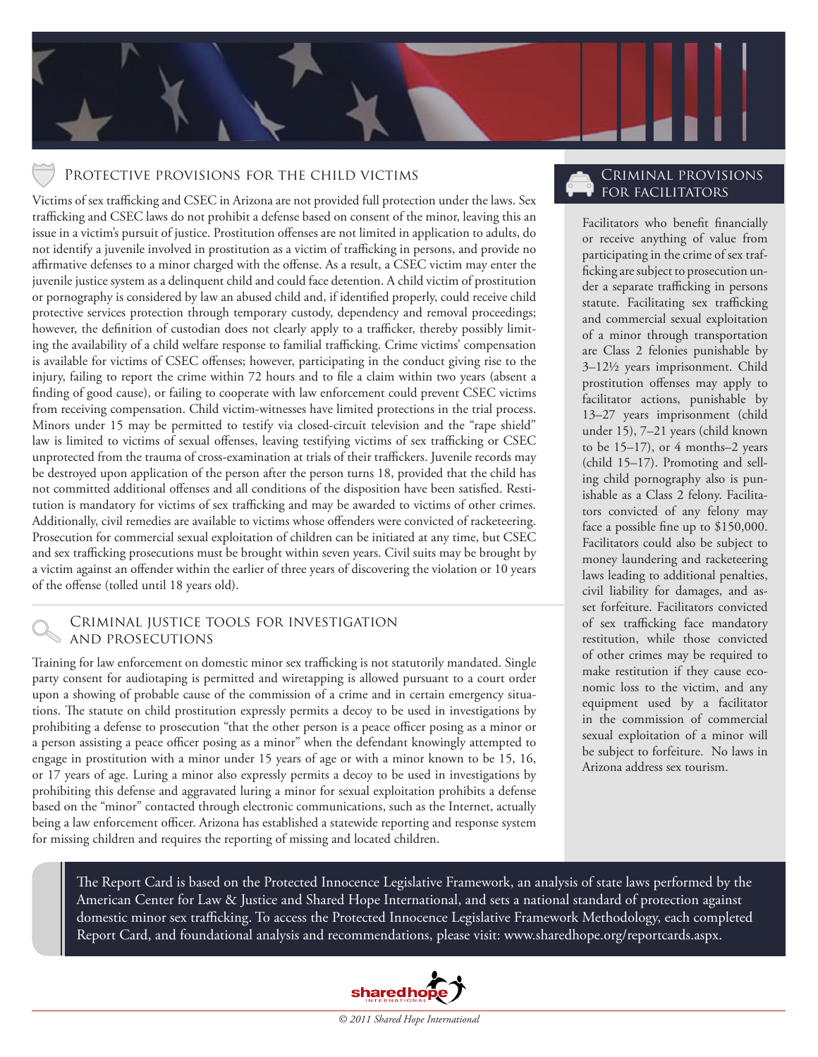## Protective provisions for the child victims

Victims of sex trafficking and CSEC in Arizona are not provided full protection under the laws. Sex trafficking and CSEC laws do not prohibit a defense based on consent of the minor, leaving this an issue in a victim's pursuit of justice. Prostitution offenses are not limited in application to adults, do not identify a juvenile involved in prostitution as a victim of trafficking in persons, and provide no affirmative defenses to a minor charged with the offense. As a result, a CSEC victim may enter the juvenile justice system as a delinquent child and could face detention. A child victim of prostitution or pornography is considered by law an abused child and, if identified properly, could receive child protective services protection through temporary custody, dependency and removal proceedings; however, the definition of custodian does not clearly apply to a trafficker, thereby possibly limiting the availability of a child welfare response to familial trafficking. Crime victims' compensation is available for victims of CSEC offenses; however, participating in the conduct giving rise to the injury, failing to report the crime within 72 hours and to file a claim within two years (absent a finding of good cause), or failing to cooperate with law enforcement could prevent CSEC victims from receiving compensation. Child victim-witnesses have limited protections in the trial process. Minors under 15 may be permitted to testify via closed-circuit television and the "rape shield" law is limited to victims of sexual offenses, leaving testifying victims of sex trafficking or CSEC unprotected from the trauma of cross-examination at trials of their traffickers. Juvenile records may be destroyed upon application of the person after the person turns 18, provided that the child has not committed additional offenses and all conditions of the disposition have been satisfied. Restitution is mandatory for victims of sex trafficking and may be awarded to victims of other crimes. Additionally, civil remedies are available to victims whose offenders were convicted of racketeering. Prosecution for commercial sexual exploitation of children can be initiated at any time, but CSEC and sex trafficking prosecutions must be brought within seven years. Civil suits may be brought by a victim against an offender within the earlier of three years of discovering the violation or 10 years of the offense (tolled until 18 years old).

## Criminal justice tools for investigation and prosecutions

Training for law enforcement on domestic minor sex trafficking is not statutorily mandated. Single party consent for audiotaping is permitted and wiretapping is allowed pursuant to a court order upon a showing of probable cause of the commission of a crime and in certain emergency situations. The statute on child prostitution expressly permits a decoy to be used in investigations by prohibiting a defense to prosecution "that the other person is a peace officer posing as a minor or a person assisting a peace officer posing as a minor" when the defendant knowingly attempted to engage in prostitution with a minor under 15 years of age or with a minor known to be 15, 16, or 17 years of age. Luring a minor also expressly permits a decoy to be used in investigations by prohibiting this defense and aggravated luring a minor for sexual exploitation prohibits a defense based on the "minor" contacted through electronic communications, such as the Internet, actually being a law enforcement officer. Arizona has established a statewide reporting and response system for missing children and requires the reporting of missing and located children.

## Criminal provisions for facilitators

Facilitators who benefit financially or receive anything of value from participating in the crime of sex trafficking are subject to prosecution under a separate trafficking in persons statute. Facilitating sex trafficking and commercial sexual exploitation of a minor through transportation are Class 2 felonies punishable by 3–12½ years imprisonment. Child prostitution offenses may apply to facilitator actions, punishable by 13–27 years imprisonment (child under 15), 7–21 years (child known to be 15–17), or 4 months–2 years (child 15–17). Promoting and selling child pornography also is punishable as a Class 2 felony. Facilitators convicted of any felony may face a possible fine up to $150,000. Facilitators could also be subject to money laundering and racketeering laws leading to additional penalties, civil liability for damages, and asset forfeiture. Facilitators convicted of sex trafficking face mandatory restitution, while those convicted of other crimes may be required to make restitution if they cause economic loss to the victim, and any equipment used by a facilitator in the commission of commercial sexual exploitation of a minor will be subject to forfeiture. No laws in Arizona address sex tourism.

The Report Card is based on the Protected Innocence Legislative Framework, an analysis of state laws performed by the American Center for Law & Justice and Shared Hope International, and sets a national standard of protection against domestic minor sex trafficking. To access the Protected Innocence Legislative Framework Methodology, each completed Report Card, and foundational analysis and recommendations, please visit: www.sharedhope.org/reportcards.aspx.

sharedhope INTERNATIONAL

*© 2011 Shared Hope International*